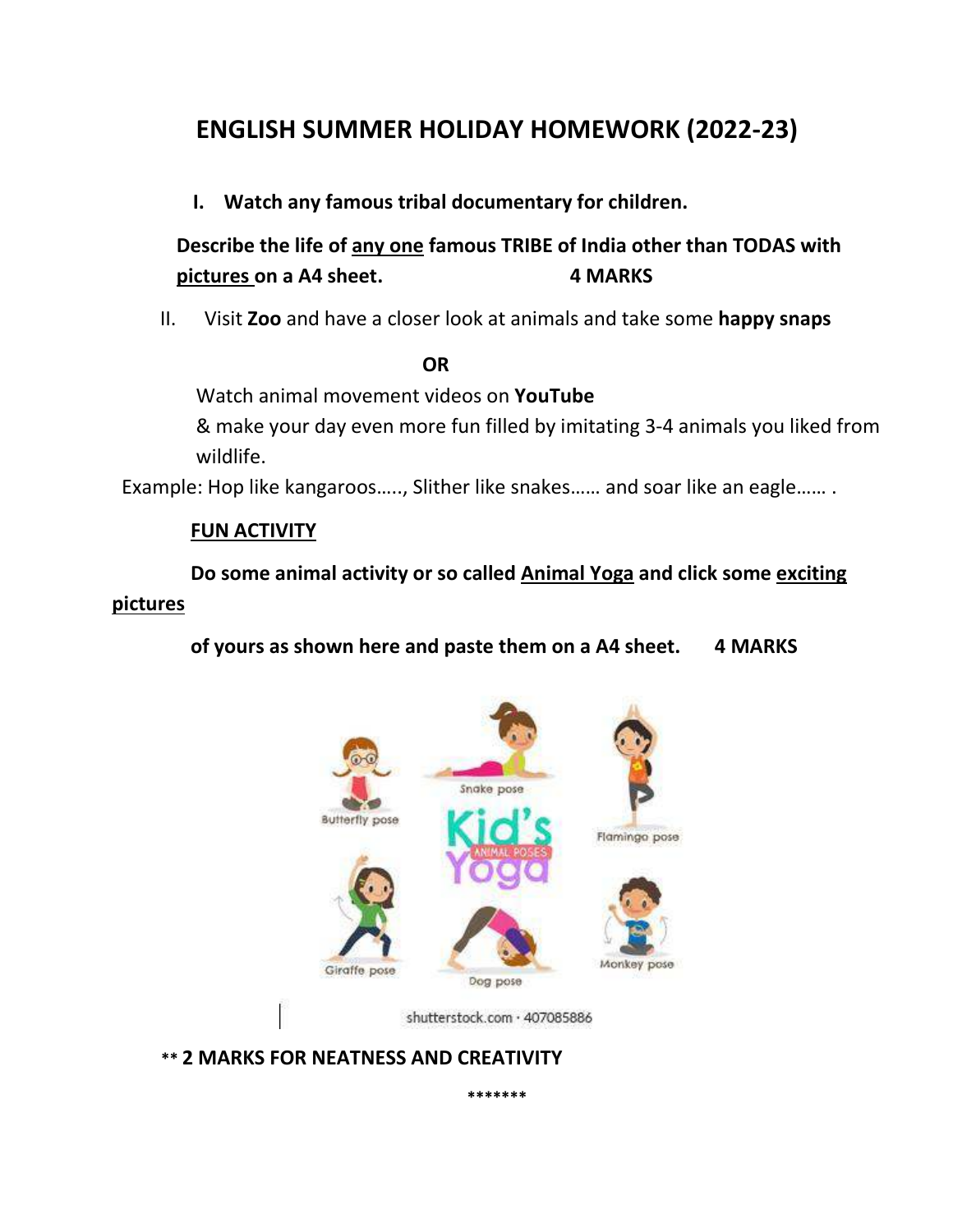# ENGLISH SUMMER HOLIDAY HOMEWORK (2022-23)

**I. Watch any famous tribal documentary for children.**

**Describe the life of any one famous TRIBE of India other than TODAS with pictures on a A4 sheet. 4 MARKS**

II. Visit **Zoo** and have a closer look at animals and take some **happy snaps**

**OR**

Watch animal movement videos on **YouTube**

& make your day even more fun filled by imitating 3-4 animals you liked from wildlife.

Example: Hop like kangaroos….., Slither like snakes…… and soar like an eagle…… .

**FUN ACTIVITY**

**Do some animal activity or so called Animal Yoga and click some exciting pictures of yours as shown here and paste them on a A4 sheet. 4 MARKS**

Butterfly pose

Snake pose

Flamingo pose

Kid's Yoga ANIMAL POSES

Giraffe pose

Dog pose

Monkey pose

shutterstock.com · 407085886

**\*\* 2 MARKS FOR NEATNESS AND CREATIVITY**

\*\*\*\*\*\*\*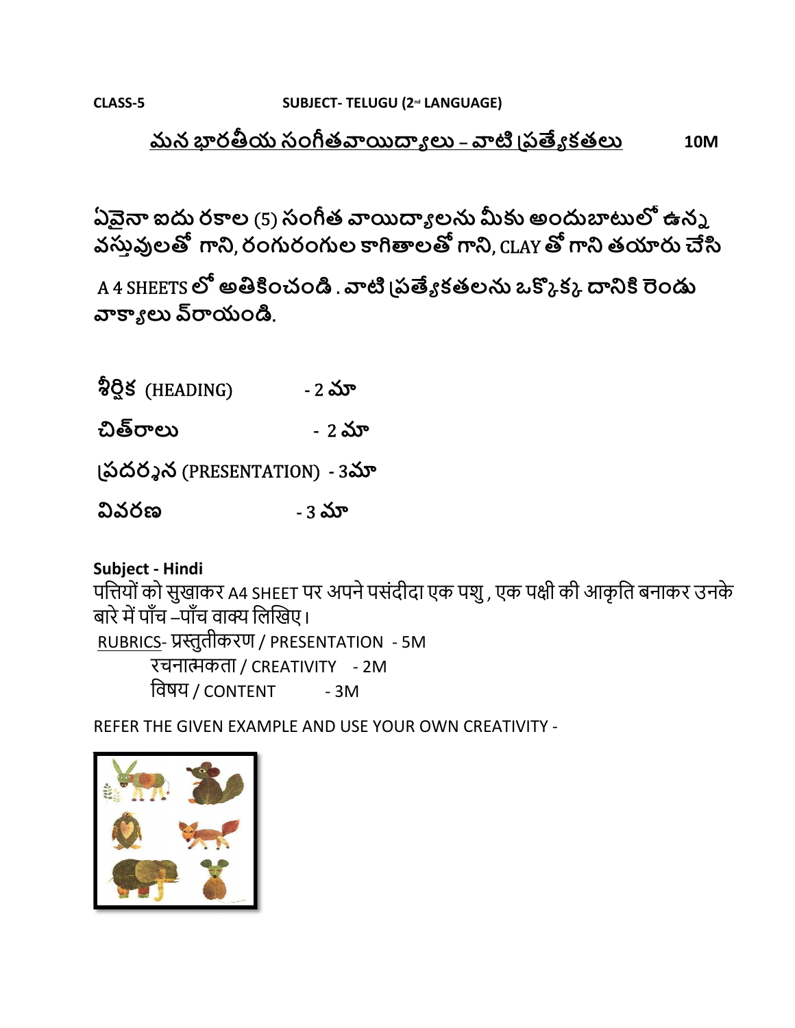**CLASS-5** **SUBJECT- TELUGU (2nd LANGUAGE)**

## <u>మన భారతీయ సంగీతవాయిద్యాలు – వాటి ప్రత్యేకతలు</u> **10M**

**ఏవైనా ఐదు రకాల (5) సంగీత వాయిద్యాలను మీకు అందుబాటులో ఉన్న వస్తువులతో గాని, రంగురంగుల కాగితాలతో గాని, CLAY తో గాని తయారు చేసి**

**A 4 SHEETS లో అతికించండి . వాటి ప్రత్యేకతలను ఒక్కొక్క దానికి రెండు వాక్యాలు వ్రాయండి.**

**శీర్షిక** (HEADING) - 2 మా

**చిత్రాలు** - 2 మా

ప్రదర్శన (PRESENTATION) - 3మా

**వివరణ** - 3 మా

**Subject - Hindi**

पत्तियों को सुखाकर A4 SHEET पर अपने पसंदीदा एक पशु , एक पक्षी की आकृति बनाकर उनके बारे में पाँच –पाँच वाक्य लिखिए।

<u>RUBRICS</u>- प्रस्तुतीकरण / PRESENTATION - 5M

रचनात्मकता / CREATIVITY - 2M

विषय / CONTENT - 3M

REFER THE GIVEN EXAMPLE AND USE YOUR OWN CREATIVITY -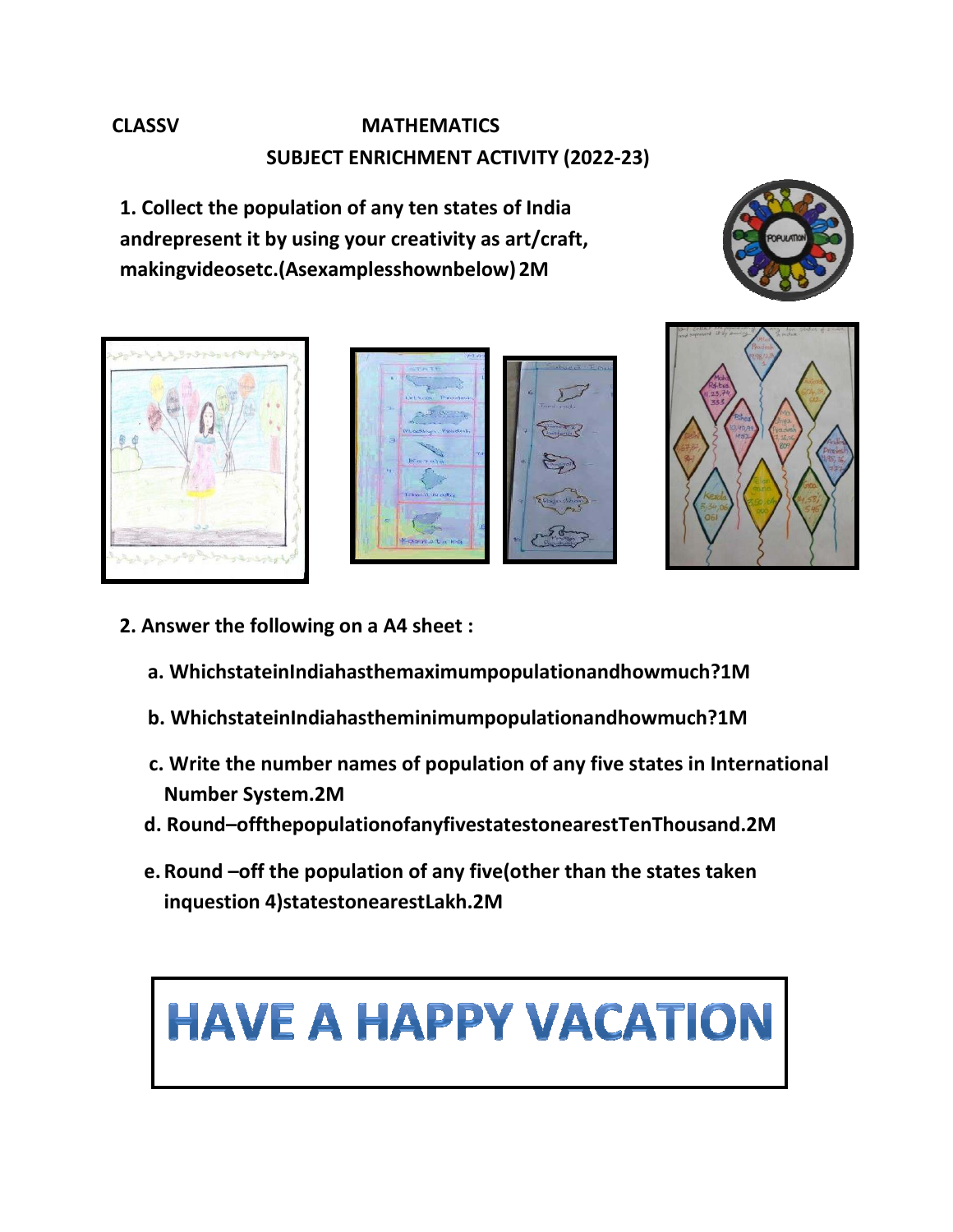**CLASSV** **MATHEMATICS**

**SUBJECT ENRICHMENT ACTIVITY (2022-23)**

**1. Collect the population of any ten states of India andrepresent it by using your creativity as art/craft, makingvideosetc.(Asexamplesshownbelow) 2M**

**2. Answer the following on a A4 sheet :**

**a. WhichstateinIndiahasthemaximumpopulationandhowmuch?1M**

**b. WhichstateinIndiahastheminimumpopulationandhowmuch?1M**

**c. Write the number names of population of any five states in International Number System.2M**

**d. Round–offthepopulationofanyfivestatestonearestTenThousand.2M**

**e. Round –off the population of any five(other than the states taken inquestion 4)statestonearestLakh.2M**

# HAVE A HAPPY VACATION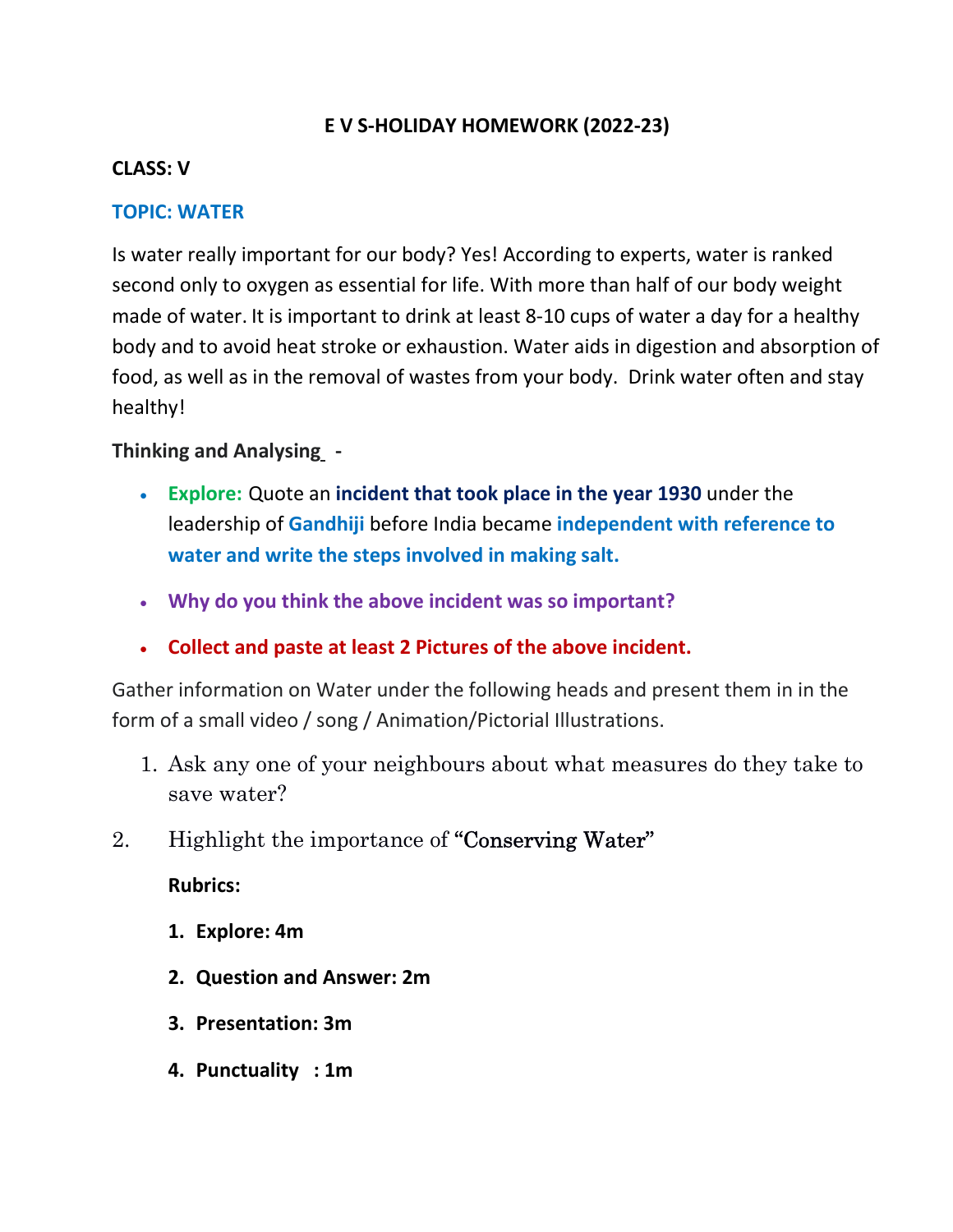# E V S-HOLIDAY HOMEWORK (2022-23)

**CLASS: V**

**TOPIC: WATER**

Is water really important for our body? Yes! According to experts, water is ranked second only to oxygen as essential for life. With more than half of our body weight made of water. It is important to drink at least 8-10 cups of water a day for a healthy body and to avoid heat stroke or exhaustion. Water aids in digestion and absorption of food, as well as in the removal of wastes from your body. Drink water often and stay healthy!

**Thinking and Analysing -**

- **Explore:** Quote an **incident that took place in the year 1930** under the leadership of **Gandhiji** before India became **independent with reference to water and write the steps involved in making salt.**
- **Why do you think the above incident was so important?**
- **Collect and paste at least 2 Pictures of the above incident.**

Gather information on Water under the following heads and present them in in the form of a small video / song / Animation/Pictorial Illustrations.

1. Ask any one of your neighbours about what measures do they take to save water?
2. Highlight the importance of "Conserving Water"

   **Rubrics:**

   1. **Explore: 4m**
   2. **Question and Answer: 2m**
   3. **Presentation: 3m**
   4. **Punctuality : 1m**